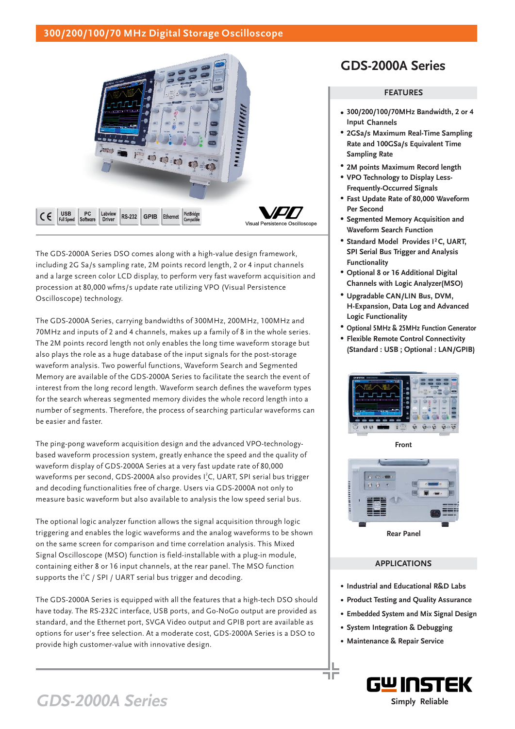# 300/200/100/70 MHz Digital Storage Oscilloscope

## GDS-2000A Series

CE | USB Full Speed | PC Software | Labview Driver | RS-232 | GPIB | Ethernet | PictBridge Compatible

VPO Visual Persistence Oscilloscope

The GDS-2000A Series DSO comes along with a high-value design framework, including 2G Sa/s sampling rate, 2M points record length, 2 or 4 input channels and a large screen color LCD display, to perform very fast waveform acquisition and procession at 80,000 wfms/s update rate utilizing VPO (Visual Persistence Oscilloscope) technology.

The GDS-2000A Series, carrying bandwidths of 300MHz, 200MHz, 100MHz and 70MHz and inputs of 2 and 4 channels, makes up a family of 8 in the whole series. The 2M points record length not only enables the long time waveform storage but also plays the role as a huge database of the input signals for the post-storage waveform analysis. Two powerful functions, Waveform Search and Segmented Memory are available of the GDS-2000A Series to facilitate the search the event of interest from the long record length. Waveform search defines the waveform types for the search whereas segmented memory divides the whole record length into a number of segments. Therefore, the process of searching particular waveforms can be easier and faster.

The ping-pong waveform acquisition design and the advanced VPO-technology-based waveform procession system, greatly enhance the speed and the quality of waveform display of GDS-2000A Series at a very fast update rate of 80,000 waveforms per second, GDS-2000A also provides I²C, UART, SPI serial bus trigger and decoding functionalities free of charge. Users via GDS-2000A not only to measure basic waveform but also available to analysis the low speed serial bus.

The optional logic analyzer function allows the signal acquisition through logic triggering and enables the logic waveforms and the analog waveforms to be shown on the same screen for comparison and time correlation analysis. This Mixed Signal Oscilloscope (MSO) function is field-installable with a plug-in module, containing either 8 or 16 input channels, at the rear panel. The MSO function supports the I²C / SPI / UART serial bus trigger and decoding.

The GDS-2000A Series is equipped with all the features that a high-tech DSO should have today. The RS-232C interface, USB ports, and Go-NoGo output are provided as standard, and the Ethernet port, SVGA Video output and GPIB port are available as options for user's free selection. At a moderate cost, GDS-2000A Series is a DSO to provide high customer-value with innovative design.

### FEATURES

- 300/200/100/70MHz Bandwidth, 2 or 4 Input Channels
- 2GSa/s Maximum Real-Time Sampling Rate and 100GSa/s Equivalent Time Sampling Rate
- 2M points Maximum Record length
- VPO Technology to Display Less-Frequently-Occurred Signals
- Fast Update Rate of 80,000 Waveform Per Second
- Segmented Memory Acquisition and Waveform Search Function
- Standard Model Provides I²C, UART, SPI Serial Bus Trigger and Analysis Functionality
- Optional 8 or 16 Additional Digital Channels with Logic Analyzer(MSO)
- Upgradable CAN/LIN Bus, DVM, H-Expansion, Data Log and Advanced Logic Functionality
- Optional 5MHz & 25MHz Function Generator
- Flexible Remote Control Connectivity (Standard : USB ; Optional : LAN/GPIB)

Front

Rear Panel

### APPLICATIONS

- Industrial and Educational R&D Labs
- Product Testing and Quality Assurance
- Embedded System and Mix Signal Design
- System Integration & Debugging
- Maintenance & Repair Service

GW INSTEK
Simply Reliable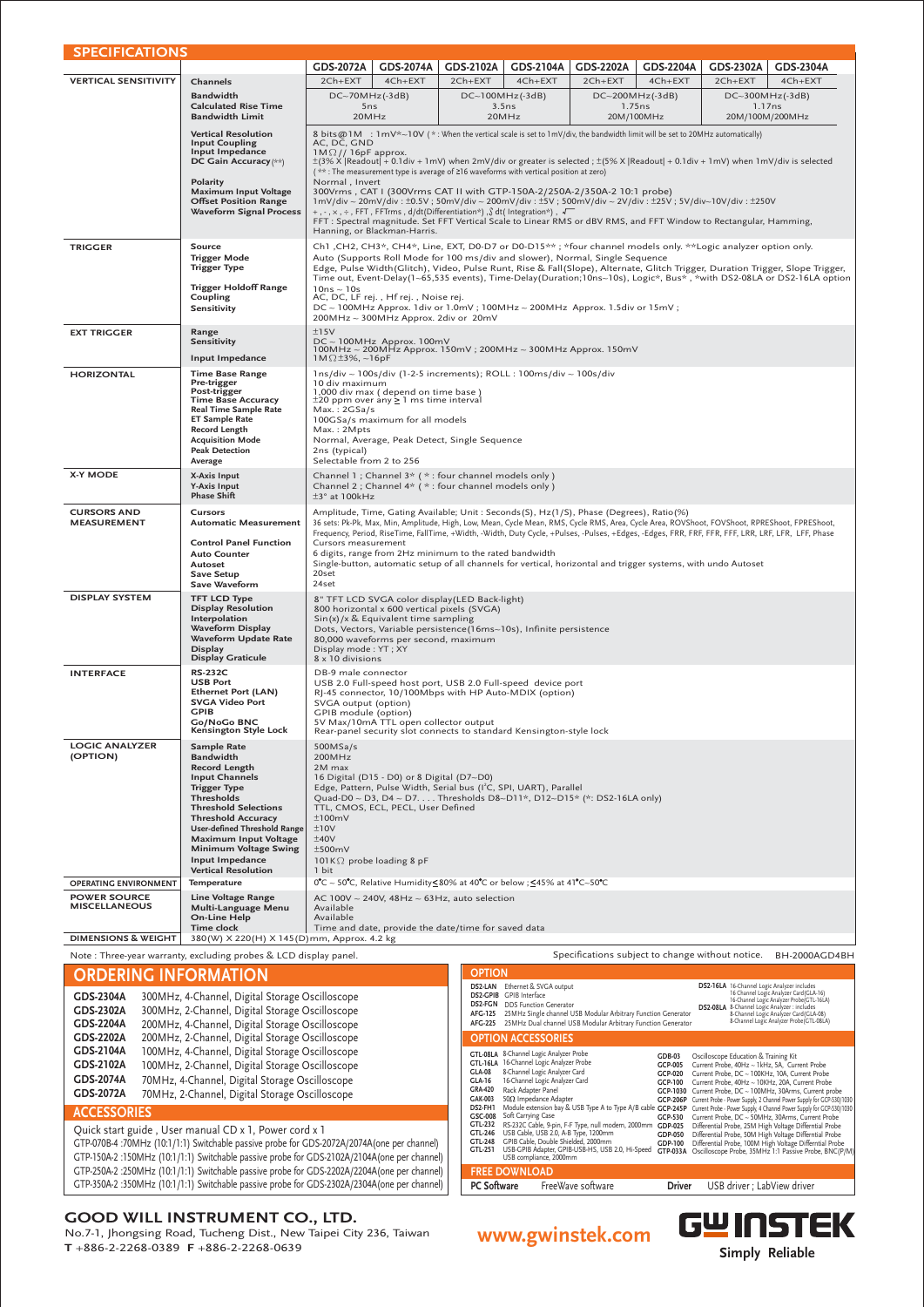## SPECIFICATIONS

| | | GDS-2072A | GDS-2074A | GDS-2102A | GDS-2104A | GDS-2202A | GDS-2204A | GDS-2302A | GDS-2304A |
|---|---|---|---|---|---|---|---|---|---|
| VERTICAL SENSITIVITY | Channels | 2Ch+EXT | 4Ch+EXT | 2Ch+EXT | 4Ch+EXT | 2Ch+EXT | 4Ch+EXT | 2Ch+EXT | 4Ch+EXT |
| | Bandwidth | DC~70MHz(-3dB) | | DC~100MHz(-3dB) | | DC~200MHz(-3dB) | | DC~300MHz(-3dB) | |
| | Calculated Rise Time | 5ns | | 3.5ns | | 1.75ns | | 1.17ns | |
| | Bandwidth Limit | 20MHz | | 20MHz | | 20M/100MHz | | 20M/100M/200MHz | |
| | Vertical Resolution | 8 bits@1M : 1mV*~10V ( * : When the vertical scale is set to 1mV/div, the bandwidth limit will be set to 20MHz automatically) | | | | | | | |
| | Input Coupling | AC, DC, GND | | | | | | | |
| | Input Impedance | 1MΩ // 16pF approx. | | | | | | | |
| | DC Gain Accuracy(**) | ±(3% X \|Readout\| + 0.1div + 1mV) when 2mV/div or greater is selected ; ±(5% X \|Readout\| + 0.1div + 1mV) when 1mV/div is selected ( ** : The measurement type is average of ≥16 waveforms with vertical position at zero) | | | | | | | |
| | Polarity | Normal , Invert | | | | | | | |
| | Maximum Input Voltage | 300Vrms , CAT I (300Vrms CAT II with GTP-150A-2/250A-2/350A-2 10:1 probe) | | | | | | | |
| | Offset Position Range | 1mV/div ~ 20mV/div : ±0.5V ; 50mV/div ~ 200mV/div : ±5V ; 500mV/div ~ 2V/div : ±25V ; 5V/div~10V/div : ±250V | | | | | | | |
| | Waveform Signal Process | +, -, x, ÷, FFT, FFTrms, d/dt(Differentiation*), ∫dt( Integration*), √‾ FFT : Spectral magnitude. Set FFT Vertical Scale to Linear RMS or dBV RMS, and FFT Window to Rectangular, Hamming, Hanning, or Blackman-Harris. | | | | | | | |
| TRIGGER | Source | Ch1 ,CH2, CH3*, CH4*, Line, EXT, D0-D7 or D0-D15** ; *four channel models only. **Logic analyzer option only. | | | | | | | |
| | Trigger Mode | Auto (Supports Roll Mode for 100 ms/div and slower), Normal, Single Sequence | | | | | | | |
| | Trigger Type | Edge, Pulse Width(Glitch), Video, Pulse Runt, Rise & Fall(Slope), Alternate, Glitch Trigger, Duration Trigger, Slope Trigger, Time out, Event-Delay(1~65,535 events), Time-Delay(Duration;10ns~10s), Logic*, Bus* , *with DS2-08LA or DS2-16LA option | | | | | | | |
| | Trigger Holdoff Range | 10ns ~ 10s | | | | | | | |
| | Coupling | AC, DC, LF rej. , Hf rej. , Noise rej. | | | | | | | |
| | Sensitivity | DC ~ 100MHz Approx. 1div or 1.0mV ; 100MHz ~ 200MHz Approx. 1.5div or 15mV ; 200MHz ~ 300MHz Approx. 2div or 20mV | | | | | | | |
| EXT TRIGGER | Range | ±15V | | | | | | | |
| | Sensitivity | DC ~ 100MHz Approx. 100mV 100MHz ~ 200MHz Approx. 150mV ; 200MHz ~ 300MHz Approx. 150mV | | | | | | | |
| | Input Impedance | 1MΩ±3%, ~16pF | | | | | | | |
| HORIZONTAL | Time Base Range | 1ns/div ~ 100s/div (1-2-5 increments); ROLL : 100ms/div ~ 100s/div | | | | | | | |
| | Pre-trigger | 10 div maximum | | | | | | | |
| | Post-trigger | 1,000 div max ( depend on time base ) | | | | | | | |
| | Time Base Accuracy | ±20 ppm over any ≥ 1 ms time interval | | | | | | | |
| | Real Time Sample Rate | Max. : 2GSa/s | | | | | | | |
| | ET Sample Rate | 100GSa/s maximum for all models | | | | | | | |
| | Record Length | Max. : 2Mpts | | | | | | | |
| | Acquisition Mode | Normal, Average, Peak Detect, Single Sequence | | | | | | | |
| | Peak Detection | 2ns (typical) | | | | | | | |
| | Average | Selectable from 2 to 256 | | | | | | | |
| X-Y MODE | X-Axis Input | Channel 1 ; Channel 3* ( * : four channel models only ) | | | | | | | |
| | Y-Axis Input | Channel 2 ; Channel 4* ( * : four channel models only ) | | | | | | | |
| | Phase Shift | ±3° at 100kHz | | | | | | | |
| CURSORS AND MEASUREMENT | Cursors | Amplitude, Time, Gating Available; Unit : Seconds(S), Hz(1/S), Phase (Degrees), Ratio(%) | | | | | | | |
| | Automatic Measurement | 36 sets: Pk-Pk, Max, Min, Amplitude, High, Low, Mean, Cycle Mean, RMS, Cycle RMS, Area, Cycle Area, ROVShoot, FOVShoot, RPREShoot, FPREShoot, Frequency, Period, RiseTime, FallTime, +Width, -Width, Duty Cycle, +Pulses, -Pulses, +Edges, -Edges, FRR, FRF, FFR, FFF, LRR, LRF, LFR, LFF, Phase | | | | | | | |
| | Control Panel Function | Cursors measurement | | | | | | | |
| | Auto Counter | 6 digits, range from 2Hz minimum to the rated bandwidth | | | | | | | |
| | Autoset | Single-button, automatic setup of all channels for vertical, horizontal and trigger systems, with undo Autoset | | | | | | | |
| | Save Setup | 20set | | | | | | | |
| | Save Waveform | 24set | | | | | | | |
| DISPLAY SYSTEM | TFT LCD Type | 8" TFT LCD SVGA color display(LED Back-light) | | | | | | | |
| | Display Resolution | 800 horizontal x 600 vertical pixels (SVGA) | | | | | | | |
| | Interpolation | Sin(x)/x & Equivalent time sampling | | | | | | | |
| | Waveform Display | Dots, Vectors, Variable persistence(16ms~10s), Infinite persistence | | | | | | | |
| | Waveform Update Rate | 80,000 waveforms per second, maximum | | | | | | | |
| | Display | Display mode : YT ; XY | | | | | | | |
| | Display Graticule | 8 x 10 divisions | | | | | | | |
| INTERFACE | RS-232C | DB-9 male connector | | | | | | | |
| | USB Port | USB 2.0 Full-speed host port, USB 2.0 Full-speed device port | | | | | | | |
| | Ethernet Port (LAN) | RJ-45 connector, 10/100Mbps with HP Auto-MDIX (option) | | | | | | | |
| | SVGA Video Port | SVGA output (option) | | | | | | | |
| | GPIB | GPIB module (option) | | | | | | | |
| | Go/NoGo BNC | 5V Max/10mA TTL open collector output | | | | | | | |
| | Kensington Style Lock | Rear-panel security slot connects to standard Kensington-style lock | | | | | | | |
| LOGIC ANALYZER (OPTION) | Sample Rate | 500MSa/s | | | | | | | |
| | Bandwidth | 200MHz | | | | | | | |
| | Record Length | 2M max | | | | | | | |
| | Input Channels | 16 Digital (D15 - D0) or 8 Digital (D7~D0) | | | | | | | |
| | Trigger Type | Edge, Pattern, Pulse Width, Serial bus (I²C, SPI, UART), Parallel | | | | | | | |
| | Thresholds | Quad-D0 ~ D3, D4 ~ D7. . . . Thresholds D8~D11*, D12~D15* (*: DS2-16LA only) | | | | | | | |
| | Threshold Selections | TTL, CMOS, ECL, PECL, User Defined | | | | | | | |
| | Threshold Accuracy | ±100mV | | | | | | | |
| | User-defined Threshold Range | ±10V | | | | | | | |
| | Maximum Input Voltage | ±40V | | | | | | | |
| | Minimum Voltage Swing | ±500mV | | | | | | | |
| | Input Impedance | 101KΩ probe loading 8 pF | | | | | | | |
| | Vertical Resolution | 1 bit | | | | | | | |
| OPERATING ENVIRONMENT | Temperature | 0°C ~ 50°C, Relative Humidity≤80% at 40°C or below ; ≤45% at 41°C~50°C | | | | | | | |
| POWER SOURCE | Line Voltage Range | AC 100V ~ 240V, 48Hz ~ 63Hz, auto selection | | | | | | | |
| MISCELLANEOUS | Multi-Language Menu | Available | | | | | | | |
| | On-Line Help | Available | | | | | | | |
| | Time clock | Time and date, provide the date/time for saved data | | | | | | | |
| DIMENSIONS & WEIGHT | | 380(W) X 220(H) X 145(D)mm, Approx. 4.2 kg | | | | | | | |

Note : Three-year warranty, excluding probes & LCD display panel.

Specifications subject to change without notice. BH-2000AGD4BH

## ORDERING INFORMATION

- **GDS-2304A** 300MHz, 4-Channel, Digital Storage Oscilloscope
- **GDS-2302A** 300MHz, 2-Channel, Digital Storage Oscilloscope
- **GDS-2204A** 200MHz, 4-Channel, Digital Storage Oscilloscope
- **GDS-2202A** 200MHz, 2-Channel, Digital Storage Oscilloscope
- **GDS-2104A** 100MHz, 4-Channel, Digital Storage Oscilloscope
- **GDS-2102A** 100MHz, 2-Channel, Digital Storage Oscilloscope
- **GDS-2074A** 70MHz, 4-Channel, Digital Storage Oscilloscope
- **GDS-2072A** 70MHz, 2-Channel, Digital Storage Oscilloscope

## ACCESSORIES

Quick start guide , User manual CD x 1, Power cord x 1
GTP-070B-4 :70MHz (10:1/1:1) Switchable passive probe for GDS-2072A/2074A(one per channel)
GTP-150A-2 :150MHz (10:1/1:1) Switchable passive probe for GDS-2102A/2104A(one per channel)
GTP-250A-2 :250MHz (10:1/1:1) Switchable passive probe for GDS-2202A/2204A(one per channel)
GTP-350A-2 :350MHz (10:1/1:1) Switchable passive probe for GDS-2302A/2304A(one per channel)

## OPTION

- **DS2-LAN** Ethernet & SVGA output
- **DS2-GPIB** GPIB Interface
- **DS2-FGN** DDS Function Generator
- **AFG-125** 25MHz Single channel USB Modular Arbitrary Function Generator
- **AFG-225** 25MHz Dual channel USB Modular Arbitrary Function Generator
- **DS2-16LA** 16-Channel Logic Analyzer includes 16 Channel Logic Analyzer Card(GLA-16) 16-Channel Logic Analyzer Probe(GTL-16LA)
- **DS2-08LA** 8-Channel Logic Analyzer : includes 8-Channel Logic Analyzer Card(GLA-08) 8-Channel Logic Analyzer Probe(GTL-08LA)

## OPTION ACCESSORIES

- **GTL-08LA** 8-Channel Logic Analyzer Probe
- **GTL-16LA** 16-Channel Logic Analyzer Probe
- **GLA-08** 8-Channel Logic Analyzer Card
- **GLA-16** 16-Channel Logic Analyzer Card
- **GRA-420** Rack Adapter Panel
- **GAK-003** 50Ω Impedance Adapter
- **DS2-FH1** Module extension bay & USB Type A to Type A/B cable
- **GSC-008** Soft Carrying Case
- **GTL-232** RS232C Cable, 9-pin, F-F Type, null modem, 2000mm
- **GTL-246** USB Cable, USB 2.0, A-B Type, 1200mm
- **GTL-248** GPIB Cable, Double Shielded, 2000mm
- **GTL-251** USB-GPIB Adapter, GPIB-USB-HS, USB 2.0, Hi-Speed USB compliance, 2000mm
- **GDB-03** Oscilloscope Education & Training Kit
- **GCP-005** Current Probe, 40Hz ~ 1kHz, 5A, Current Probe
- **GCP-020** Current Probe, DC ~ 100KHz, 10A, Current Probe
- **GCP-100** Current Probe, 40Hz ~ 10KHz, 20A, Current Probe
- **GCP-1030** Current Probe, DC ~ 100MHz, 30Arms, Current probe
- **GCP-206P** Current Probe - Power Supply, 2 Channel Power Supply for GCP-530/1030
- **GCP-245P** Current Probe - Power Supply, 4 Channel Power Supply for GCP-530/1030
- **GCP-530** Current Probe, DC ~ 50MHz, 30Arms, Current Probe
- **GDP-025** Differential Probe, 25M High Voltage Differntial Probe
- **GDP-050** Differential Probe, 50M High Voltage Differntial Probe
- **GDP-100** Differential Probe, 100M High Voltage Differntial Probe
- **GTP-033A** Oscilloscope Probe, 35MHz 1:1 Passive Probe, BNC(P/M)

## FREE DOWNLOAD

**PC Software** FreeWave software **Driver** USB driver ; LabView driver

**GOOD WILL INSTRUMENT CO., LTD.**
No.7-1, Jhongsing Road, Tucheng Dist., New Taipei City 236, Taiwan
**T** +886-2-2268-0389 **F** +886-2-2268-0639

www.gwinstek.com

GW INSTEK Simply Reliable